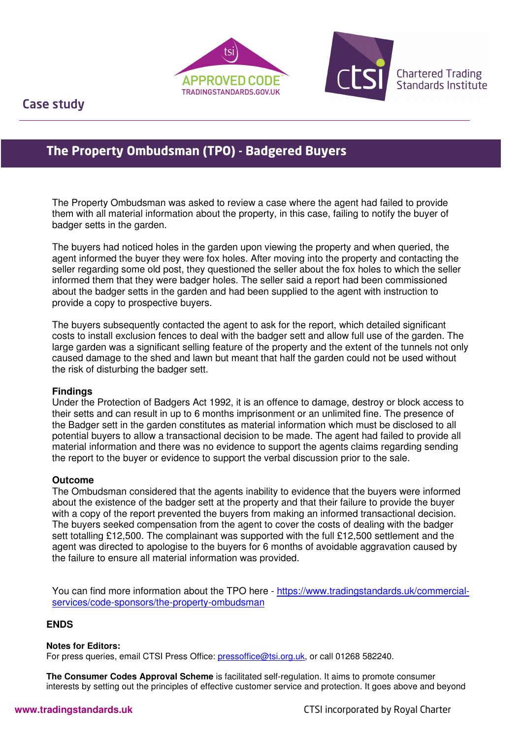Case study

# The Property Ombudsman (TPO) - Badgered Buyers

The Property Ombudsman was asked to review a case where the agent had failed to provide them with all material information about the property, in this case, failing to notify the buyer of badger setts in the garden.

The buyers had noticed holes in the garden upon viewing the property and when queried, the agent informed the buyer they were fox holes. After moving into the property and contacting the seller regarding some old post, they questioned the seller about the fox holes to which the seller informed them that they were badger holes. The seller said a report had been commissioned about the badger setts in the garden and had been supplied to the agent with instruction to provide a copy to prospective buyers.

The buyers subsequently contacted the agent to ask for the report, which detailed significant costs to install exclusion fences to deal with the badger sett and allow full use of the garden. The large garden was a significant selling feature of the property and the extent of the tunnels not only caused damage to the shed and lawn but meant that half the garden could not be used without the risk of disturbing the badger sett.

**Findings**

Under the Protection of Badgers Act 1992, it is an offence to damage, destroy or block access to their setts and can result in up to 6 months imprisonment or an unlimited fine. The presence of the Badger sett in the garden constitutes as material information which must be disclosed to all potential buyers to allow a transactional decision to be made. The agent had failed to provide all material information and there was no evidence to support the agents claims regarding sending the report to the buyer or evidence to support the verbal discussion prior to the sale.

**Outcome**

The Ombudsman considered that the agents inability to evidence that the buyers were informed about the existence of the badger sett at the property and that their failure to provide the buyer with a copy of the report prevented the buyers from making an informed transactional decision. The buyers seeked compensation from the agent to cover the costs of dealing with the badger sett totalling £12,500. The complainant was supported with the full £12,500 settlement and the agent was directed to apologise to the buyers for 6 months of avoidable aggravation caused by the failure to ensure all material information was provided.

You can find more information about the TPO here - [https://www.tradingstandards.uk/commercial-services/code-sponsors/the-property-ombudsman](https://www.tradingstandards.uk/commercial-services/code-sponsors/the-property-ombudsman)

**ENDS**

**Notes for Editors:**

For press queries, email CTSI Press Office: [pressoffice@tsi.org.uk](mailto:pressoffice@tsi.org.uk), or call 01268 582240.

**The Consumer Codes Approval Scheme** is facilitated self-regulation. It aims to promote consumer interests by setting out the principles of effective customer service and protection. It goes above and beyond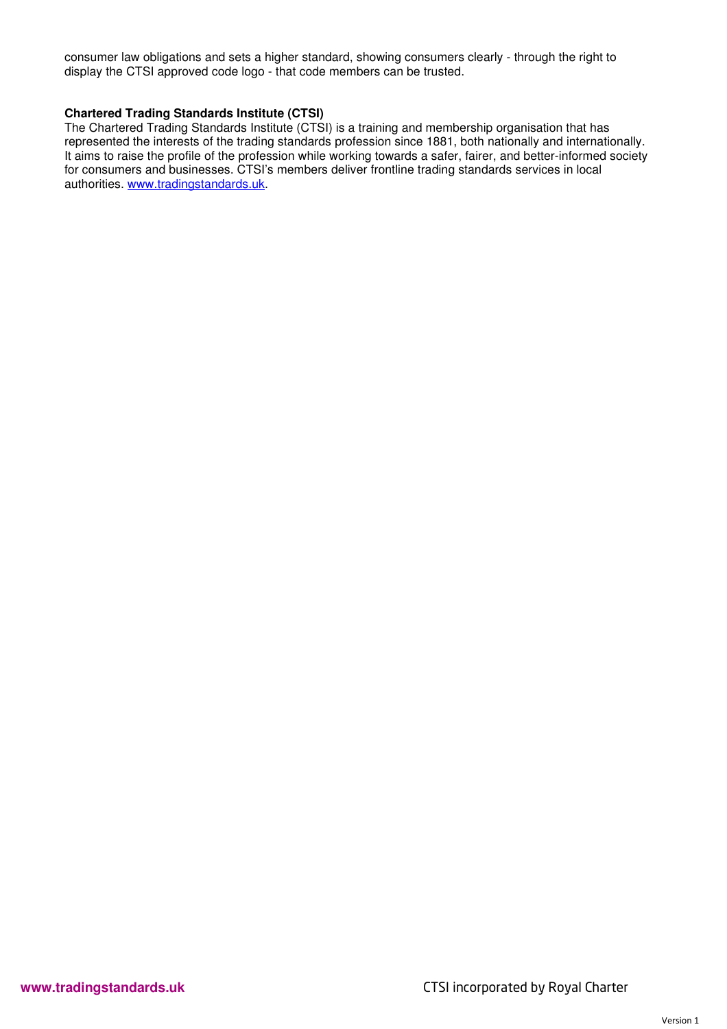consumer law obligations and sets a higher standard, showing consumers clearly - through the right to display the CTSI approved code logo - that code members can be trusted.

**Chartered Trading Standards Institute (CTSI)**
The Chartered Trading Standards Institute (CTSI) is a training and membership organisation that has represented the interests of the trading standards profession since 1881, both nationally and internationally. It aims to raise the profile of the profession while working towards a safer, fairer, and better-informed society for consumers and businesses. CTSI's members deliver frontline trading standards services in local authorities. www.tradingstandards.uk.